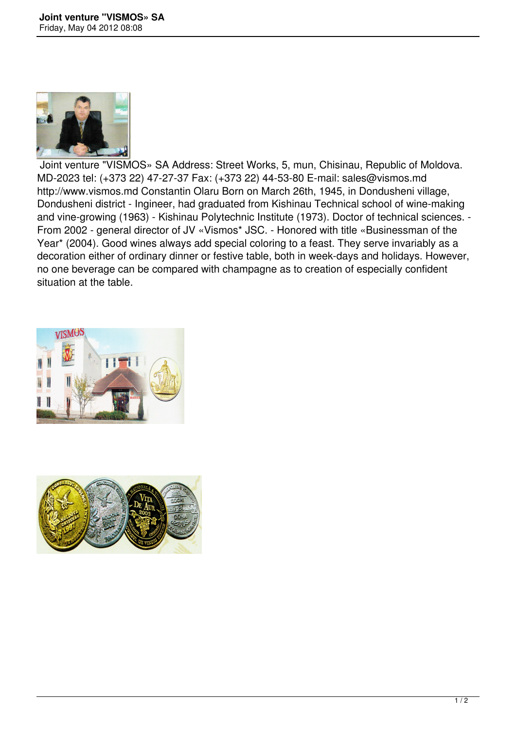# Joint venture "VISMOS» SA

Friday, May 04 2012 08:08

Joint venture "VISMOS» SA Address: Street Works, 5, mun, Chisinau, Republic of Moldova. MD-2023 tel: (+373 22) 47-27-37 Fax: (+373 22) 44-53-80 E-mail: sales@vismos.md http://www.vismos.md Constantin Olaru Born on March 26th, 1945, in Dondusheni village, Dondusheni district - Ingineer, had graduated from Kishinau Technical school of wine-making and vine-growing (1963) - Kishinau Polytechnic Institute (1973). Doctor of technical sciences. - From 2002 - general director of JV «Vismos* JSC. - Honored with title «Businessman of the Year* (2004). Good wines always add special coloring to a feast. They serve invariably as a decoration either of ordinary dinner or festive table, both in week-days and holidays. However, no one beverage can be compared with champagne as to creation of especially confident situation at the table.